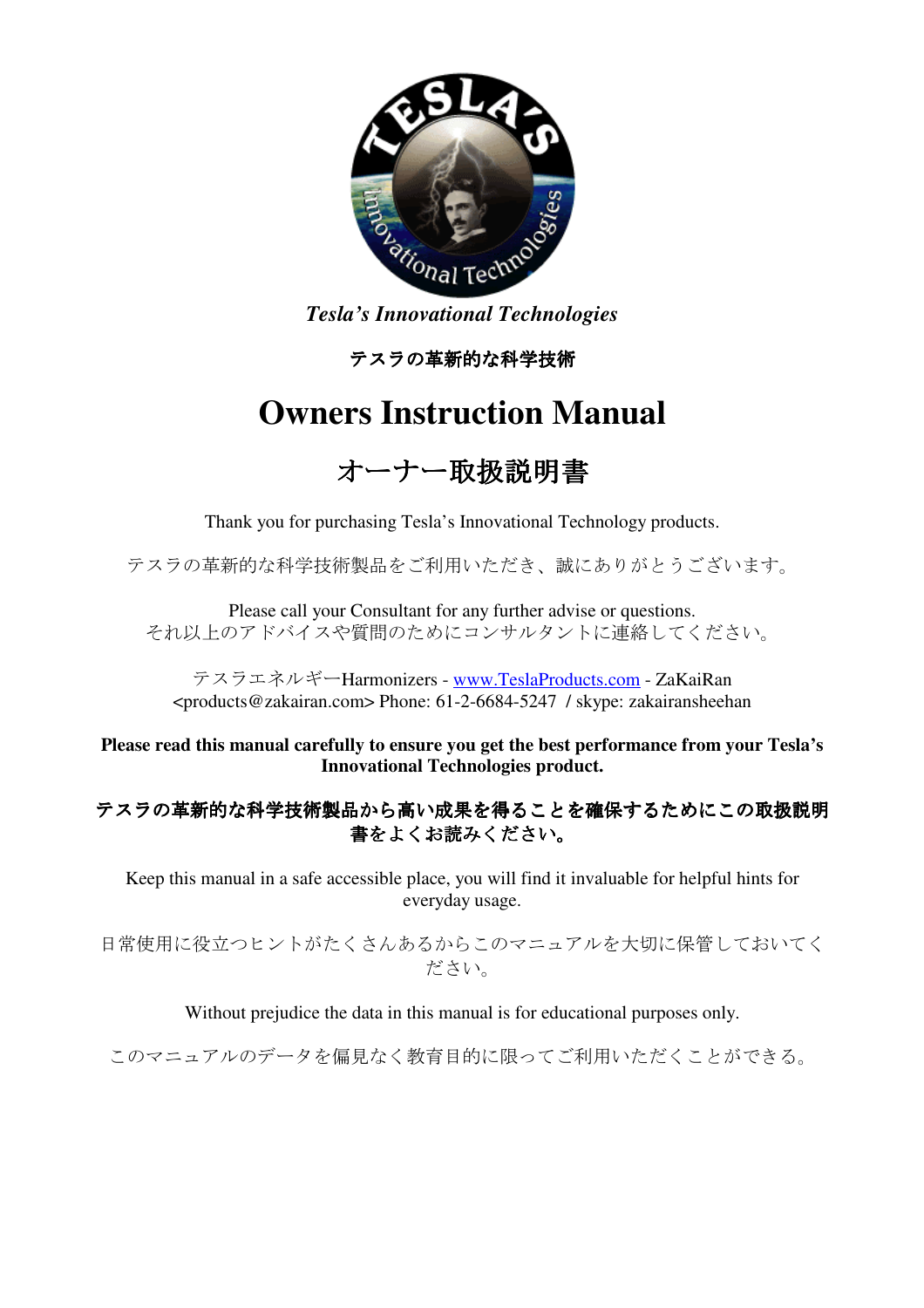*Tesla's Innovational Technologies*

**テスラの革新的な科学技術**

# Owners Instruction Manual

## オーナー取扱説明書

Thank you for purchasing Tesla's Innovational Technology products.

テスラの革新的な科学技術製品をご利用いただき、誠にありがとうございます。

Please call your Consultant for any further advise or questions.
それ以上のアドバイスや質問のためにコンサルタントに連絡してください。

テスラエネルギーHarmonizers - [www.TeslaProducts.com](http://www.TeslaProducts.com) - ZaKaiRan <products@zakairan.com> Phone: 61-2-6684-5247 / skype: zakairansheehan

**Please read this manual carefully to ensure you get the best performance from your Tesla's Innovational Technologies product.**

**テスラの革新的な科学技術製品から高い成果を得ることを確保するためにこの取扱説明書をよくお読みください。**

Keep this manual in a safe accessible place, you will find it invaluable for helpful hints for everyday usage.

日常使用に役立つヒントがたくさんあるからこのマニュアルを大切に保管しておいてください。

Without prejudice the data in this manual is for educational purposes only.

このマニュアルのデータを偏見なく教育目的に限ってご利用いただくことができる。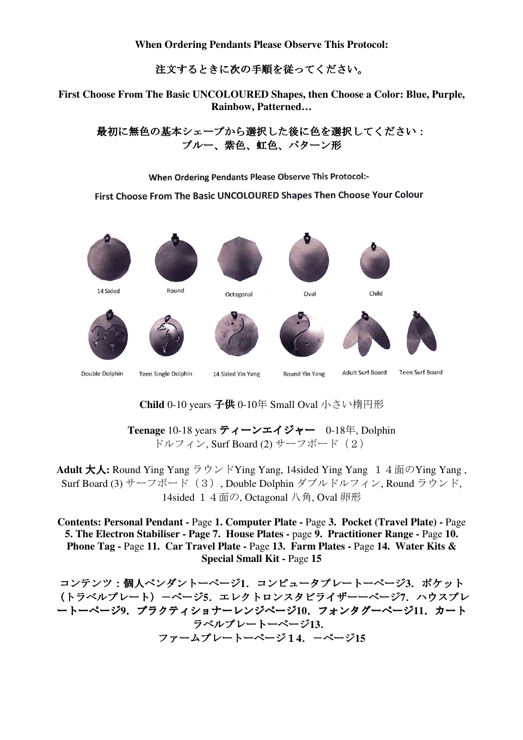**When Ordering Pendants Please Observe This Protocol:**

**注文するときに次の手順を従ってください。**

**First Choose From The Basic UNCOLOURED Shapes, then Choose a Color: Blue, Purple, Rainbow, Patterned…**

**最初に無色の基本シェープから選択した後に色を選択してください：ブルー、紫色、虹色、パターン形**

**When Ordering Pendants Please Observe This Protocol:-**

**First Choose From The Basic UNCOLOURED Shapes Then Choose Your Colour**

14 Sided　Round　Octagonal　Oval　Child

Double Dolphin　Teen Single Dolphin　14 Sided Yin Yang　Round Yin Yang　Adult Surf Board　Teen Surf Board

**Child** 0-10 years **子供** 0-10年 Small Oval 小さい楕円形

**Teenage** 10-18 years **ティーンエイジャー**　0-18年, Dolphin ドルフィン, Surf Board (2) サーフボード（２）

**Adult 大人:** Round Ying Yang ラウンドYing Yang, 14sided Ying Yang １４面のYing Yang , Surf Board (3) サーフボード（３）, Double Dolphin ダブルドルフィン, Round ラウンド, 14sided １４面の, Octagonal 八角, Oval 卵形

**Contents: Personal Pendant -** Page **1. Computer Plate -** Page **3. Pocket (Travel Plate) -** Page **5. The Electron Stabiliser - Page 7. House Plates -** page **9. Practitioner Range -** Page **10. Phone Tag -** Page **11. Car Travel Plate -** Page **13. Farm Plates -** Page **14. Water Kits & Special Small Kit -** Page **15**

**コンテンツ：個人ペンダントーページ1．コンピュータプレートーページ3．ポケット（トラベルプレート）ーページ5．エレクトロンスタビライザーーページ7．ハウスプレートーページ9．プラクティショナーレンジページ10．フォンタグーページ11．カートラベルプレートーページ13．ファームプレートーページ１4．ーページ15**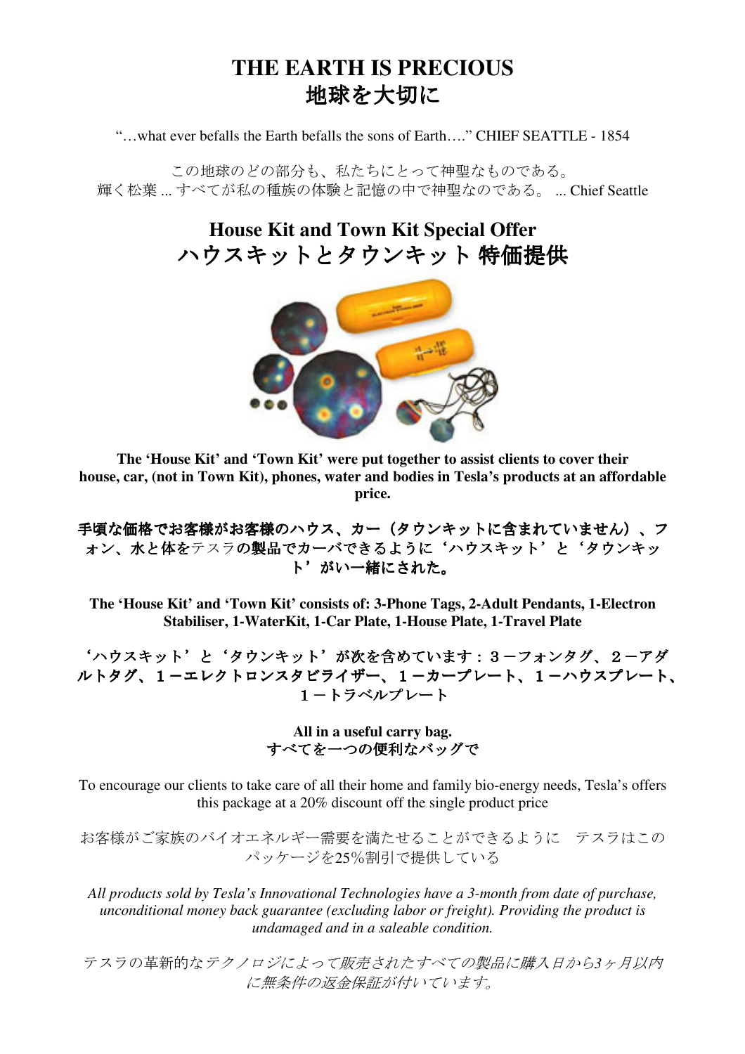# THE EARTH IS PRECIOUS
# 地球を大切に

"…what ever befalls the Earth befalls the sons of Earth…." CHIEF SEATTLE - 1854

この地球のどの部分も、私たちにとって神聖なものである。
輝く松葉 ... すべてが私の種族の体験と記憶の中で神聖なのである。 ... Chief Seattle

## House Kit and Town Kit Special Offer
## ハウスキットとタウンキット 特価提供

**The 'House Kit' and 'Town Kit' were put together to assist clients to cover their house, car, (not in Town Kit), phones, water and bodies in Tesla's products at an affordable price.**

**手頃な価格でお客様がお客様のハウス、カー（タウンキットに含まれていません）、フォン、水と体を**テスラ**の製品でカーバできるように'ハウスキット'と'タウンキット'がい一緒にされた。**

**The 'House Kit' and 'Town Kit' consists of: 3-Phone Tags, 2-Adult Pendants, 1-Electron Stabiliser, 1-WaterKit, 1-Car Plate, 1-House Plate, 1-Travel Plate**

**'ハウスキット'と'タウンキット'が次を含めています：３－フォンタグ、２－アダルトタグ、１－エレクトロンスタビライザー、１－カープレート、１－ハウスプレート、１－トラベルプレート**

**All in a useful carry bag.**
**すべてを一つの便利なバッグで**

To encourage our clients to take care of all their home and family bio-energy needs, Tesla's offers this package at a 20% discount off the single product price

お客様がご家族のバイオエネルギー需要を満たせることができるように　テスラはこのパッケージを25%割引で提供している

*All products sold by Tesla's Innovational Technologies have a 3-month from date of purchase, unconditional money back guarantee (excluding labor or freight). Providing the product is undamaged and in a saleable condition.*

*テスラの革新的なテクノロジによって販売されたすべての製品に購入日から3ヶ月以内に無条件の返金保証が付いています。*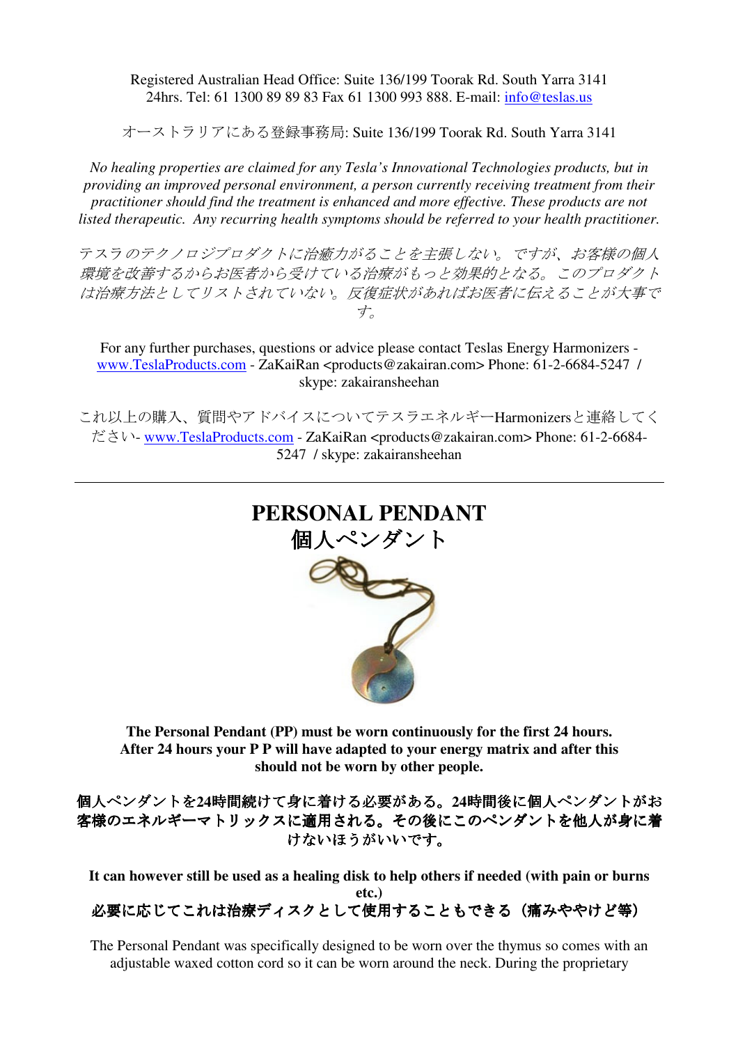Registered Australian Head Office: Suite 136/199 Toorak Rd. South Yarra 3141
24hrs. Tel: 61 1300 89 89 83 Fax 61 1300 993 888. E-mail: info@teslas.us

オーストラリアにある登録事務局: Suite 136/199 Toorak Rd. South Yarra 3141

*No healing properties are claimed for any Tesla's Innovational Technologies products, but in providing an improved personal environment, a person currently receiving treatment from their practitioner should find the treatment is enhanced and more effective. These products are not listed therapeutic. Any recurring health symptoms should be referred to your health practitioner.*

*テスラのテクノロジプロダクトに治癒力があることを主張しない。ですが、お客様の個人環境を改善するからお医者から受けている治療がもっと効果的となる。このプロダクトは治療方法としてリストされていない。反復症状があればお医者に伝えることが大事です。*

For any further purchases, questions or advice please contact Teslas Energy Harmonizers - www.TeslaProducts.com - ZaKaiRan <products@zakairan.com> Phone: 61-2-6684-5247 / skype: zakairansheehan

これ以上の購入、質問やアドバイスについてテスラエネルギーHarmonizersと連絡してください- www.TeslaProducts.com - ZaKaiRan <products@zakairan.com> Phone: 61-2-6684-5247 / skype: zakairansheehan

---

# PERSONAL PENDANT
# 個人ペンダント

**The Personal Pendant (PP) must be worn continuously for the first 24 hours. After 24 hours your P P will have adapted to your energy matrix and after this should not be worn by other people.**

**個人ペンダントを24時間続けて身に着ける必要がある。24時間後に個人ペンダントがお客様のエネルギーマトリックスに適用される。その後にこのペンダントを他人が身に着けないほうがいいです。**

**It can however still be used as a healing disk to help others if needed (with pain or burns etc.)**
**必要に応じてこれは治療ディスクとして使用することもできる（痛みややけど等）**

The Personal Pendant was specifically designed to be worn over the thymus so comes with an adjustable waxed cotton cord so it can be worn around the neck. During the proprietary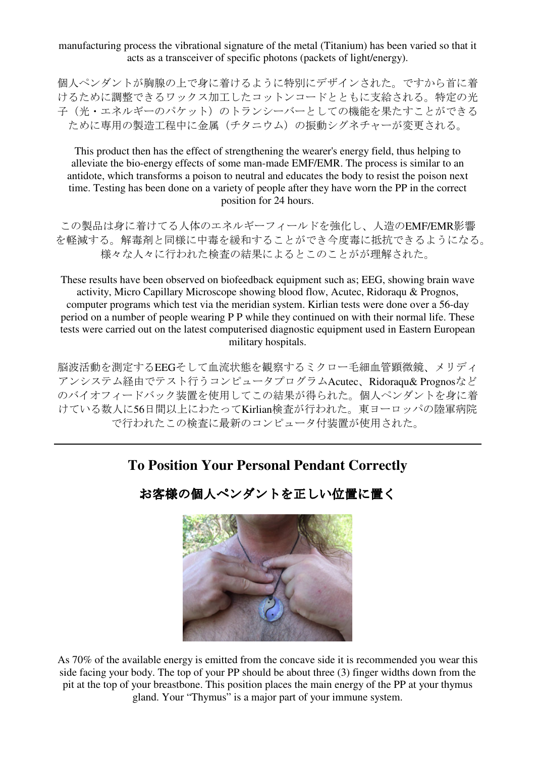manufacturing process the vibrational signature of the metal (Titanium) has been varied so that it acts as a transceiver of specific photons (packets of light/energy).

個人ペンダントが胸腺の上で身に着けるように特別にデザインされた。ですから首に着けるために調整できるワックス加工したコットンコードとともに支給される。特定の光子（光・エネルギーのパケット）のトランシーバーとしての機能を果たすことができるために専用の製造工程中に金属（チタニウム）の振動シグネチャーが変更される。

This product then has the effect of strengthening the wearer's energy field, thus helping to alleviate the bio-energy effects of some man-made EMF/EMR. The process is similar to an antidote, which transforms a poison to neutral and educates the body to resist the poison next time. Testing has been done on a variety of people after they have worn the PP in the correct position for 24 hours.

この製品は身に着けてる人体のエネルギーフィールドを強化し、人造のEMF/EMR影響を軽減する。解毒剤と同様に中毒を緩和することができ今度毒に抵抗できるようになる。様々な人々に行われた検査の結果によるとこのことがが理解された。

These results have been observed on biofeedback equipment such as; EEG, showing brain wave activity, Micro Capillary Microscope showing blood flow, Acutec, Ridoraqu & Prognos, computer programs which test via the meridian system. Kirlian tests were done over a 56-day period on a number of people wearing P P while they continued on with their normal life. These tests were carried out on the latest computerised diagnostic equipment used in Eastern European military hospitals.

脳波活動を測定するEEGそして血流状態を観察するミクロー毛細血管顕微鏡、メリディアンシステム経由でテスト行うコンピュータプログラムAcutec、Ridoraqu& Prognosなどのバイオフィードバック装置を使用してこの結果が得られた。個人ペンダントを身に着けている数人に56日間以上にわたってKirlian検査が行われた。東ヨーロッパの陸軍病院で行われたこの検査に最新のコンピュータ付装置が使用された。

---

## To Position Your Personal Pendant Correctly

## お客様の個人ペンダントを正しい位置に置く

As 70% of the available energy is emitted from the concave side it is recommended you wear this side facing your body. The top of your PP should be about three (3) finger widths down from the pit at the top of your breastbone. This position places the main energy of the PP at your thymus gland. Your "Thymus" is a major part of your immune system.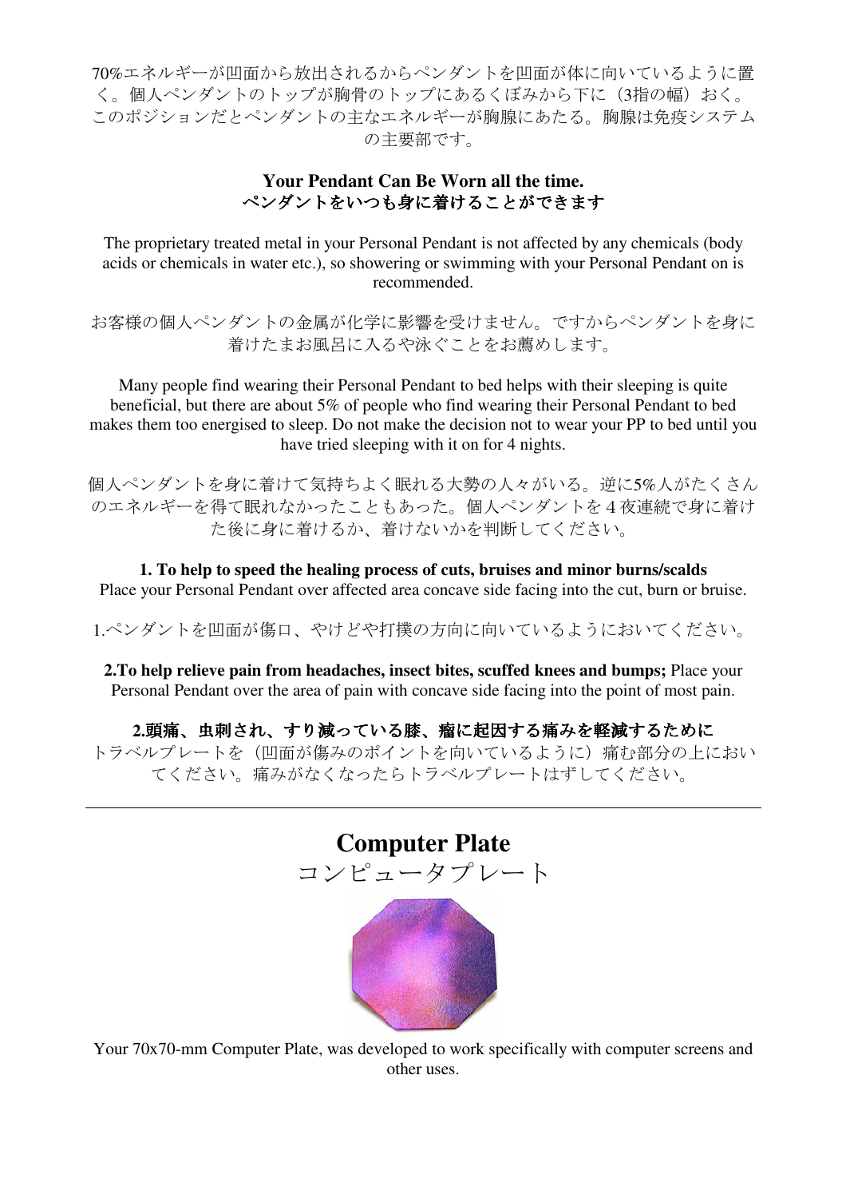70%エネルギーが凹面から放出されるからペンダントを凹面が体に向いているように置く。個人ペンダントのトップが胸骨のトップにあるくぼみから下に（3指の幅）おく。このポジションだとペンダントの主なエネルギーが胸腺にあたる。胸腺は免疫システムの主要部です。

**Your Pendant Can Be Worn all the time.**
**ペンダントをいつも身に着けることができます**

The proprietary treated metal in your Personal Pendant is not affected by any chemicals (body acids or chemicals in water etc.), so showering or swimming with your Personal Pendant on is recommended.

お客様の個人ペンダントの金属が化学に影響を受けません。ですからペンダントを身に着けたまお風呂に入るや泳ぐことをお薦めします。

Many people find wearing their Personal Pendant to bed helps with their sleeping is quite beneficial, but there are about 5% of people who find wearing their Personal Pendant to bed makes them too energised to sleep. Do not make the decision not to wear your PP to bed until you have tried sleeping with it on for 4 nights.

個人ペンダントを身に着けて気持ちよく眠れる大勢の人々がいる。逆に5%人がたくさんのエネルギーを得て眠れなかったこともあった。個人ペンダントを４夜連続で身に着けた後に身に着けるか、着けないかを判断してください。

**1. To help to speed the healing process of cuts, bruises and minor burns/scalds**
Place your Personal Pendant over affected area concave side facing into the cut, burn or bruise.

1.ペンダントを凹面が傷口、やけどや打撲の方向に向いているようにおいてください。

**2.To help relieve pain from headaches, insect bites, scuffed knees and bumps;** Place your Personal Pendant over the area of pain with concave side facing into the point of most pain.

**2.頭痛、虫刺され、すり減っている膝、瘤に起因する痛みを軽減するために**
トラベルプレートを（凹面が傷みのポイントを向いているように）痛む部分の上においてください。痛みがなくなったらトラベルプレートはずしてください。

---

## Computer Plate
## コンピュータプレート

Your 70x70-mm Computer Plate, was developed to work specifically with computer screens and other uses.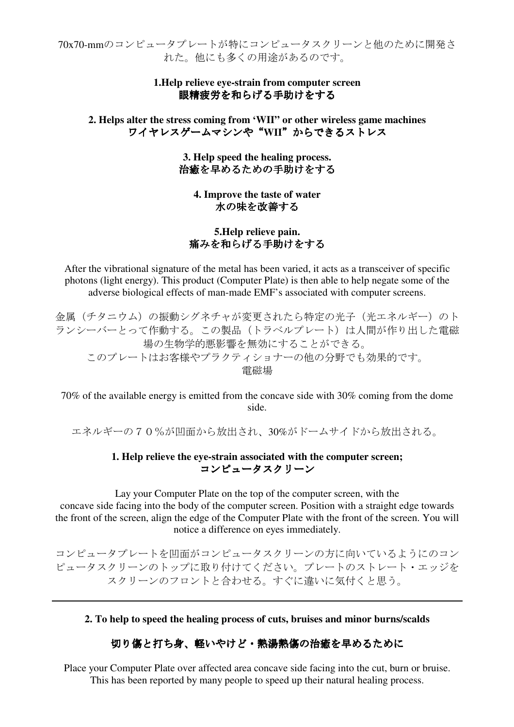70x70-mmのコンピュータプレートが特にコンピュータスクリーンと他のために開発された。他にも多くの用途があるのです。

**1.Help relieve eye-strain from computer screen**
**眼精疲労を和らげる手助けをする**

**2. Helps alter the stress coming from 'WII'' or other wireless game machines**
**ワイヤレスゲームマシンや"WII"からできるストレス**

**3. Help speed the healing process.**
**治癒を早めるための手助けをする**

**4. Improve the taste of water**
**水の味を改善する**

**5.Help relieve pain.**
**痛みを和らげる手助けをする**

After the vibrational signature of the metal has been varied, it acts as a transceiver of specific photons (light energy). This product (Computer Plate) is then able to help negate some of the adverse biological effects of man-made EMF's associated with computer screens.

金属（チタニウム）の振動シグネチャが変更されたら特定の光子（光エネルギー）のトランシーバーとって作動する。この製品（トラベルプレート）は人間が作り出した電磁場の生物学的悪影響を無効にすることができる。
このプレートはお客様やプラクティショナーの他の分野でも効果的です。
電磁場

70% of the available energy is emitted from the concave side with 30% coming from the dome side.

エネルギーの７０％が凹面から放出され、30%がドームサイドから放出される。

**1. Help relieve the eye-strain associated with the computer screen;**
**コンピュータスクリーン**

Lay your Computer Plate on the top of the computer screen, with the concave side facing into the body of the computer screen. Position with a straight edge towards the front of the screen, align the edge of the Computer Plate with the front of the screen. You will notice a difference on eyes immediately.

コンピュータプレートを凹面がコンピュータスクリーンの方に向いているようにのコンピュータスクリーンのトップに取り付けてください。プレートのストレート・エッジをスクリーンのフロントと合わせる。すぐに違いに気付くと思う。

---

**2. To help to speed the healing process of cuts, bruises and minor burns/scalds**

**切り傷と打ち身、軽いやけど・熱湯熱傷の治癒を早めるために**

Place your Computer Plate over affected area concave side facing into the cut, burn or bruise. This has been reported by many people to speed up their natural healing process.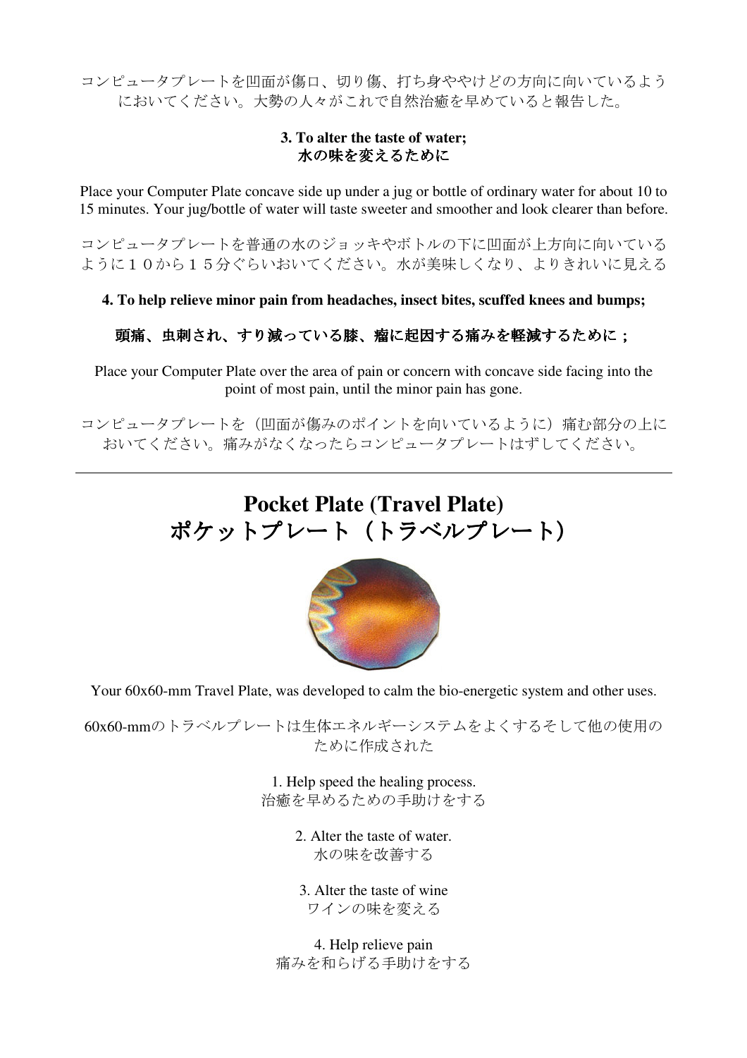コンピュータプレートを凹面が傷口、切り傷、打ち身ややけどの方向に向いているようにおいてください。大勢の人々がこれで自然治癒を早めていると報告した。

**3. To alter the taste of water;**
**水の味を変えるために**

Place your Computer Plate concave side up under a jug or bottle of ordinary water for about 10 to 15 minutes. Your jug/bottle of water will taste sweeter and smoother and look clearer than before.

コンピュータプレートを普通の水のジョッキやボトルの下に凹面が上方向に向いているように１０から１５分ぐらいおいてください。水が美味しくなり、よりきれいに見える

**4. To help relieve minor pain from headaches, insect bites, scuffed knees and bumps;**

**頭痛、虫刺され、すり減っている膝、瘤に起因する痛みを軽減するために；**

Place your Computer Plate over the area of pain or concern with concave side facing into the point of most pain, until the minor pain has gone.

コンピュータプレートを（凹面が傷みのポイントを向いているように）痛む部分の上においてください。痛みがなくなったらコンピュータプレートはずしてください。

---

# Pocket Plate (Travel Plate)
# ポケットプレート（トラベルプレート）

Your 60x60-mm Travel Plate, was developed to calm the bio-energetic system and other uses.

60x60-mmのトラベルプレートは生体エネルギーシステムをよくするそして他の使用のために作成された

1. Help speed the healing process.
治癒を早めるための手助けをする

2. Alter the taste of water.
水の味を改善する

3. Alter the taste of wine
ワインの味を変える

4. Help relieve pain
痛みを和らげる手助けをする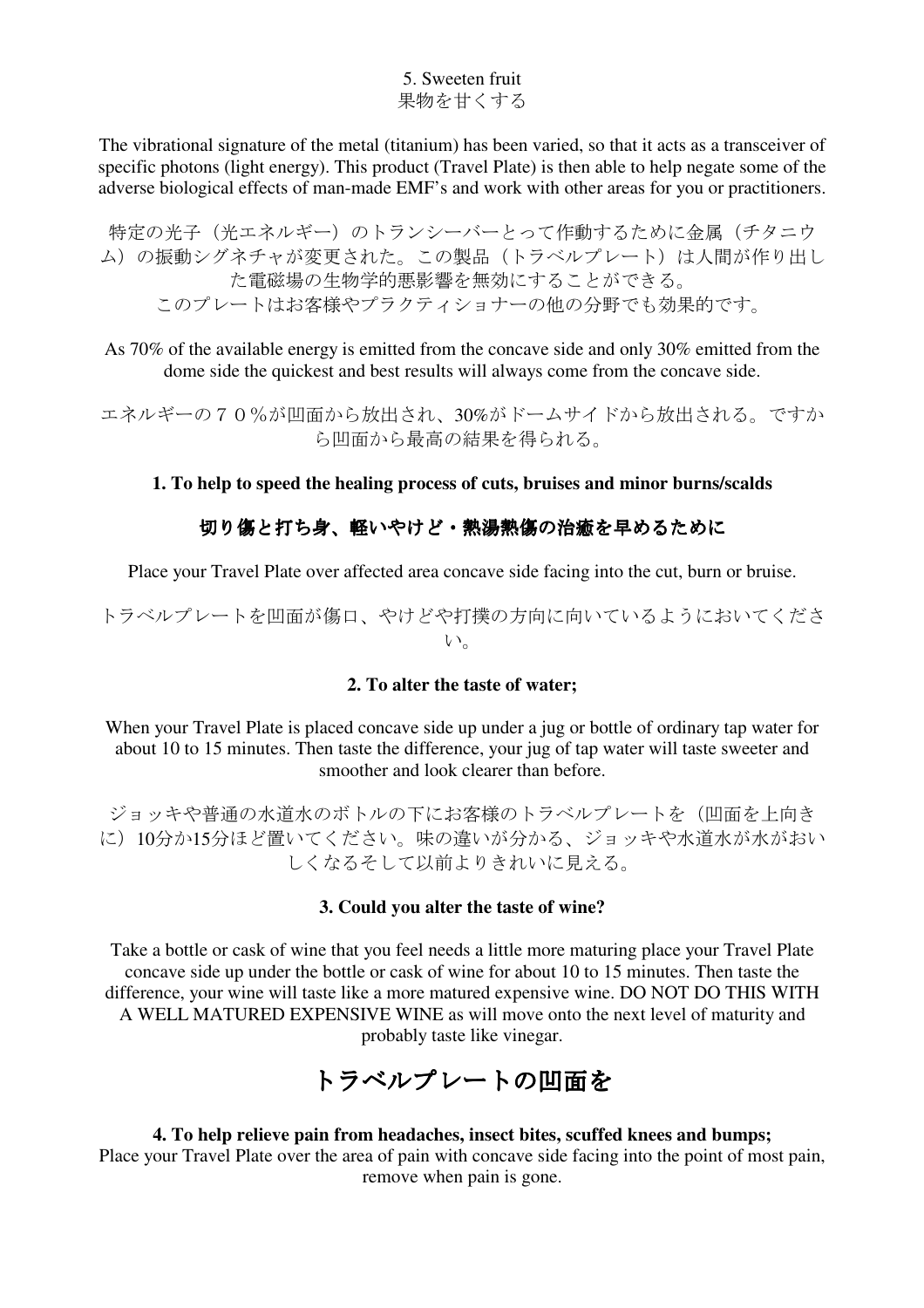5. Sweeten fruit
果物を甘くする

The vibrational signature of the metal (titanium) has been varied, so that it acts as a transceiver of specific photons (light energy). This product (Travel Plate) is then able to help negate some of the adverse biological effects of man-made EMF's and work with other areas for you or practitioners.

特定の光子（光エネルギー）のトランシーバーとって作動するために金属（チタニウム）の振動シグネチャが変更された。この製品（トラベルプレート）は人間が作り出した電磁場の生物学的悪影響を無効にすることができる。
このプレートはお客様やプラクティショナーの他の分野でも効果的です。

As 70% of the available energy is emitted from the concave side and only 30% emitted from the dome side the quickest and best results will always come from the concave side.

エネルギーの７０％が凹面から放出され、30%がドームサイドから放出される。ですから凹面から最高の結果を得られる。

**1. To help to speed the healing process of cuts, bruises and minor burns/scalds**

**切り傷と打ち身、軽いやけど・熱湯熱傷の治癒を早めるために**

Place your Travel Plate over affected area concave side facing into the cut, burn or bruise.

トラベルプレートを凹面が傷口、やけどや打撲の方向に向いているようにおいてください。

**2. To alter the taste of water;**

When your Travel Plate is placed concave side up under a jug or bottle of ordinary tap water for about 10 to 15 minutes. Then taste the difference, your jug of tap water will taste sweeter and smoother and look clearer than before.

ジョッキや普通の水道水のボトルの下にお客様のトラベルプレートを（凹面を上向きに）10分か15分ほど置いてください。味の違いが分かる、ジョッキや水道水が水がおいしくなるそして以前よりきれいに見える。

**3. Could you alter the taste of wine?**

Take a bottle or cask of wine that you feel needs a little more maturing place your Travel Plate concave side up under the bottle or cask of wine for about 10 to 15 minutes. Then taste the difference, your wine will taste like a more matured expensive wine. DO NOT DO THIS WITH A WELL MATURED EXPENSIVE WINE as will move onto the next level of maturity and probably taste like vinegar.

## トラベルプレートの凹面を

**4. To help relieve pain from headaches, insect bites, scuffed knees and bumps;**
Place your Travel Plate over the area of pain with concave side facing into the point of most pain, remove when pain is gone.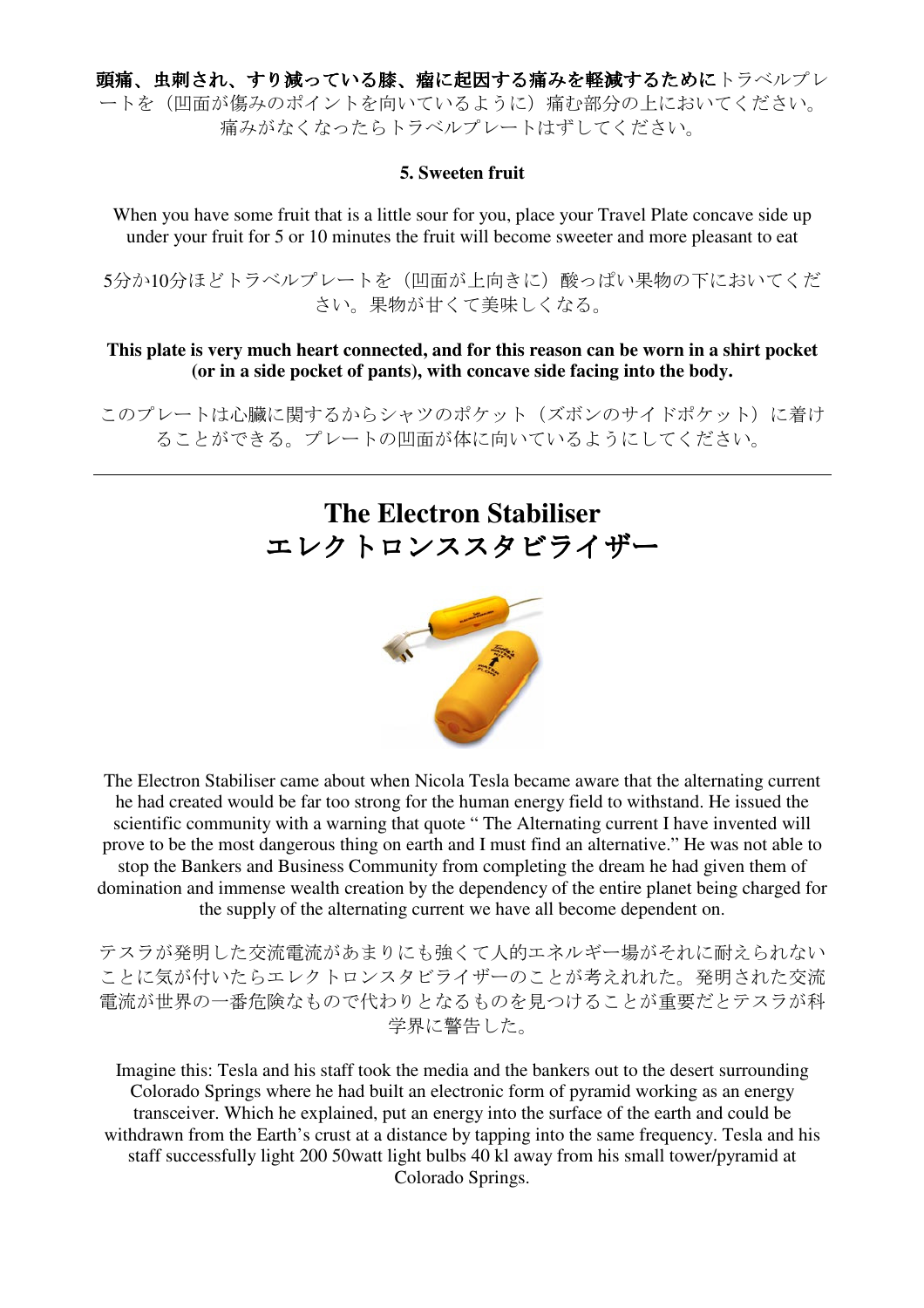**頭痛、虫刺され、すり減っている膝、瘤に起因する痛みを軽減するために**トラベルプレートを（凹面が傷みのポイントを向いているように）痛む部分の上においてください。痛みがなくなったらトラベルプレートはずしてください。

**5. Sweeten fruit**

When you have some fruit that is a little sour for you, place your Travel Plate concave side up under your fruit for 5 or 10 minutes the fruit will become sweeter and more pleasant to eat

5分か10分ほどトラベルプレートを（凹面が上向きに）酸っぱい果物の下においてください。果物が甘くて美味しくなる。

**This plate is very much heart connected, and for this reason can be worn in a shirt pocket (or in a side pocket of pants), with concave side facing into the body.**

このプレートは心臓に関するからシャツのポケット（ズボンのサイドポケット）に着けることができる。プレートの凹面が体に向いているようにしてください。

---

# The Electron Stabiliser
# エレクトロンススタビライザー

The Electron Stabiliser came about when Nicola Tesla became aware that the alternating current he had created would be far too strong for the human energy field to withstand. He issued the scientific community with a warning that quote " The Alternating current I have invented will prove to be the most dangerous thing on earth and I must find an alternative." He was not able to stop the Bankers and Business Community from completing the dream he had given them of domination and immense wealth creation by the dependency of the entire planet being charged for the supply of the alternating current we have all become dependent on.

テスラが発明した交流電流があまりにも強くて人的エネルギー場がそれに耐えられないことに気が付いたらエレクトロンスタビライザーのことが考えれれた。発明された交流電流が世界の一番危険なもので代わりとなるものを見つけることが重要だとテスラが科学界に警告した。

Imagine this: Tesla and his staff took the media and the bankers out to the desert surrounding Colorado Springs where he had built an electronic form of pyramid working as an energy transceiver. Which he explained, put an energy into the surface of the earth and could be withdrawn from the Earth's crust at a distance by tapping into the same frequency. Tesla and his staff successfully light 200 50watt light bulbs 40 kl away from his small tower/pyramid at Colorado Springs.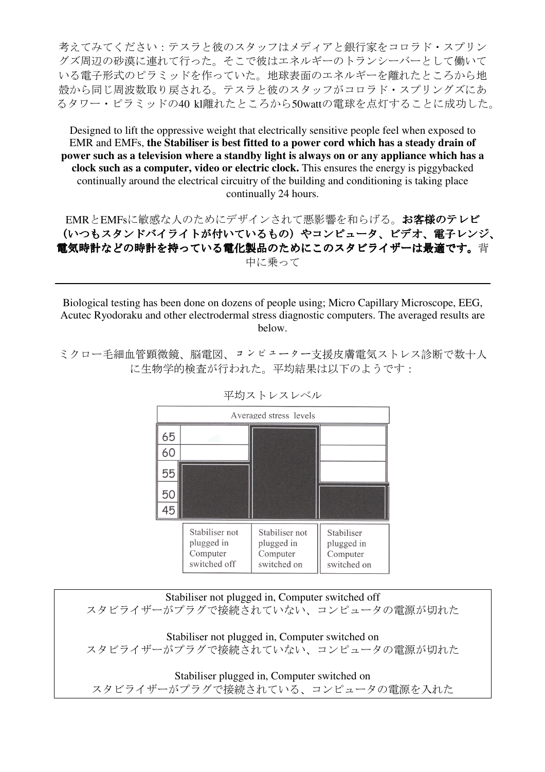考えてみてください：テスラと彼のスタッフはメディアと銀行家をコロラド・スプリングズ周辺の砂漠に連れて行った。そこで彼はエネルギーのトランシーバーとして働いている電子形式のピラミッドを作っていた。地球表面のエネルギーを離れたところから地殻から同じ周波数取り戻される。テスラと彼のスタッフがコロラド・スプリングズにあるタワー・ピラミッドの40 kl離れたところから50wattの電球を点灯することに成功した。

Designed to lift the oppressive weight that electrically sensitive people feel when exposed to EMR and EMFs, **the Stabiliser is best fitted to a power cord which has a steady drain of power such as a television where a standby light is always on or any appliance which has a clock such as a computer, video or electric clock.** This ensures the energy is piggybacked continually around the electrical circuitry of the building and conditioning is taking place continually 24 hours.

EMRとEMFsに敏感な人のためにデザインされて悪影響を和らげる。**お客様のテレビ（いつもスタンドバイライトが付いているもの）やコンピュータ、ビデオ、電子レンジ、電気時計などの時計を持っている電化製品のためにこのスタビライザーは最適です。**背中に乗って

---

Biological testing has been done on dozens of people using; Micro Capillary Microscope, EEG, Acutec Ryodoraku and other electrodermal stress diagnostic computers. The averaged results are below.

ミクロー毛細血管顕微鏡、脳電図、コンピューター支援皮膚電気ストレス診断で数十人に生物学的検査が行われた。平均結果は以下のようです：

平均ストレスレベル

Averaged stress levels

| Condition | Averaged stress level (approx.) |
|---|---|
| Stabiliser not plugged in Computer switched off | 55 |
| Stabiliser not plugged in Computer switched on | 65 |
| Stabiliser plugged in Computer switched on | 51 |

Stabiliser not plugged in, Computer switched off
スタビライザーがプラグで接続されていない、コンピュータの電源が切れた

Stabiliser not plugged in, Computer switched on
スタビライザーがプラグで接続されていない、コンピュータの電源が切れた

Stabiliser plugged in, Computer switched on
スタビライザーがプラグで接続されている、コンピュータの電源を入れた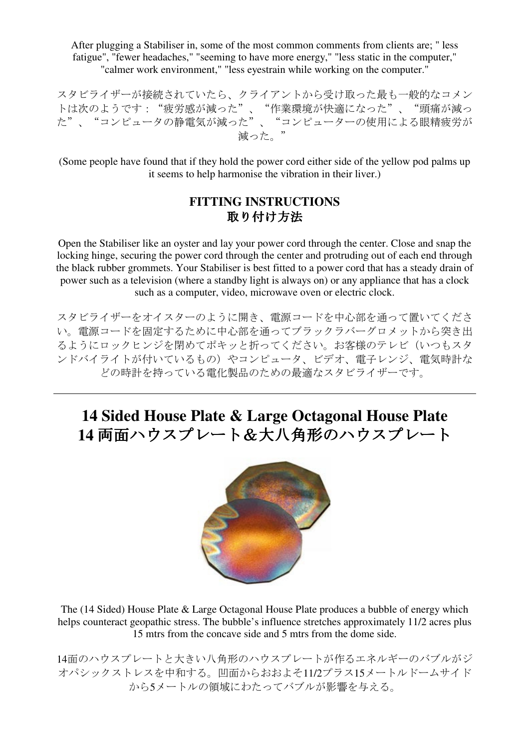After plugging a Stabiliser in, some of the most common comments from clients are; " less fatigue", "fewer headaches," "seeming to have more energy," "less static in the computer," "calmer work environment," "less eyestrain while working on the computer."

スタビライザーが接続されていたら、クライアントから受け取った最も一般的なコメントは次のようです：“疲労感が減った”、“作業環境が快適になった”、“頭痛が減った”、“コンピュータの静電気が減った”、“コンピューターの使用による眼精疲労が減った。”

(Some people have found that if they hold the power cord either side of the yellow pod palms up it seems to help harmonise the vibration in their liver.)

### FITTING INSTRUCTIONS
### 取り付け方法

Open the Stabiliser like an oyster and lay your power cord through the center. Close and snap the locking hinge, securing the power cord through the center and protruding out of each end through the black rubber grommets. Your Stabiliser is best fitted to a power cord that has a steady drain of power such as a television (where a standby light is always on) or any appliance that has a clock such as a computer, video, microwave oven or electric clock.

スタビライザーをオイスターのように開き、電源コードを中心部を通って置いてください。電源コードを固定するために中心部を通ってブラックラバーグロメットから突き出るようにロックヒンジを閉めてポキッと折ってください。お客様のテレビ（いつもスタンドバイライトが付いているもの）やコンピュータ、ビデオ、電子レンジ、電気時計などの時計を持っている電化製品のための最適なスタビライザーです。

---

## 14 Sided House Plate & Large Octagonal House Plate
## 14 両面ハウスプレート&大八角形のハウスプレート

The (14 Sided) House Plate & Large Octagonal House Plate produces a bubble of energy which helps counteract geopathic stress. The bubble's influence stretches approximately 11/2 acres plus 15 mtrs from the concave side and 5 mtrs from the dome side.

14面のハウスプレートと大きい八角形のハウスプレートが作るエネルギーのバブルがジオパシックストレスを中和する。凹面からおおよそ11/2プラス15メートルドームサイドから5メートルの領域にわたってバブルが影響を与える。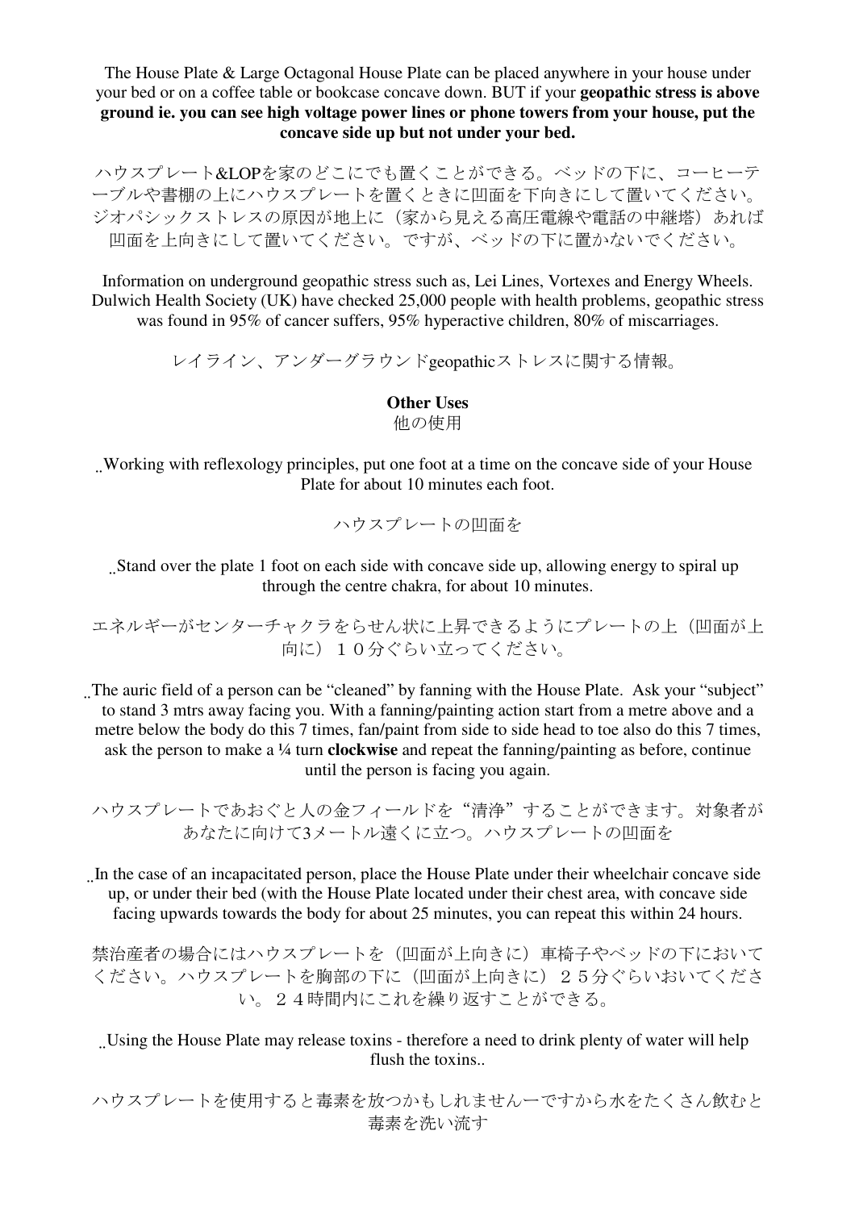The House Plate & Large Octagonal House Plate can be placed anywhere in your house under your bed or on a coffee table or bookcase concave down. BUT if your **geopathic stress is above ground ie. you can see high voltage power lines or phone towers from your house, put the concave side up but not under your bed.**

ハウスプレート&LOPを家のどこにでも置くことができる。ベッドの下に、コーヒーテーブルや書棚の上にハウスプレートを置くときに凹面を下向きにして置いてください。ジオパシックストレスの原因が地上に（家から見える高圧電線や電話の中継塔）あれば凹面を上向きにして置いてください。ですが、ベッドの下に置かないでください。

Information on underground geopathic stress such as, Lei Lines, Vortexes and Energy Wheels. Dulwich Health Society (UK) have checked 25,000 people with health problems, geopathic stress was found in 95% of cancer suffers, 95% hyperactive children, 80% of miscarriages.

レイライン、アンダーグラウンドgeopathicストレスに関する情報。

**Other Uses**

他の使用

¨Working with reflexology principles, put one foot at a time on the concave side of your House Plate for about 10 minutes each foot.

ハウスプレートの凹面を

¨Stand over the plate 1 foot on each side with concave side up, allowing energy to spiral up through the centre chakra, for about 10 minutes.

エネルギーがセンターチャクラをらせん状に上昇できるようにプレートの上（凹面が上向に）１０分ぐらい立ってください。

¨The auric field of a person can be “cleaned” by fanning with the House Plate. Ask your “subject” to stand 3 mtrs away facing you. With a fanning/painting action start from a metre above and a metre below the body do this 7 times, fan/paint from side to side head to toe also do this 7 times, ask the person to make a ¼ turn **clockwise** and repeat the fanning/painting as before, continue until the person is facing you again.

ハウスプレートであおぐと人の金フィールドを“清浄”することができます。対象者があなたに向けて3メートル遠くに立つ。ハウスプレートの凹面を

¨In the case of an incapacitated person, place the House Plate under their wheelchair concave side up, or under their bed (with the House Plate located under their chest area, with concave side facing upwards towards the body for about 25 minutes, you can repeat this within 24 hours.

禁治産者の場合にはハウスプレートを（凹面が上向きに）車椅子やベッドの下においてください。ハウスプレートを胸部の下に（凹面が上向きに）２５分ぐらいおいてください。２４時間内にこれを繰り返すことができる。

¨Using the House Plate may release toxins - therefore a need to drink plenty of water will help flush the toxins..

ハウスプレートを使用すると毒素を放つかもしれませんーですから水をたくさん飲むと毒素を洗い流す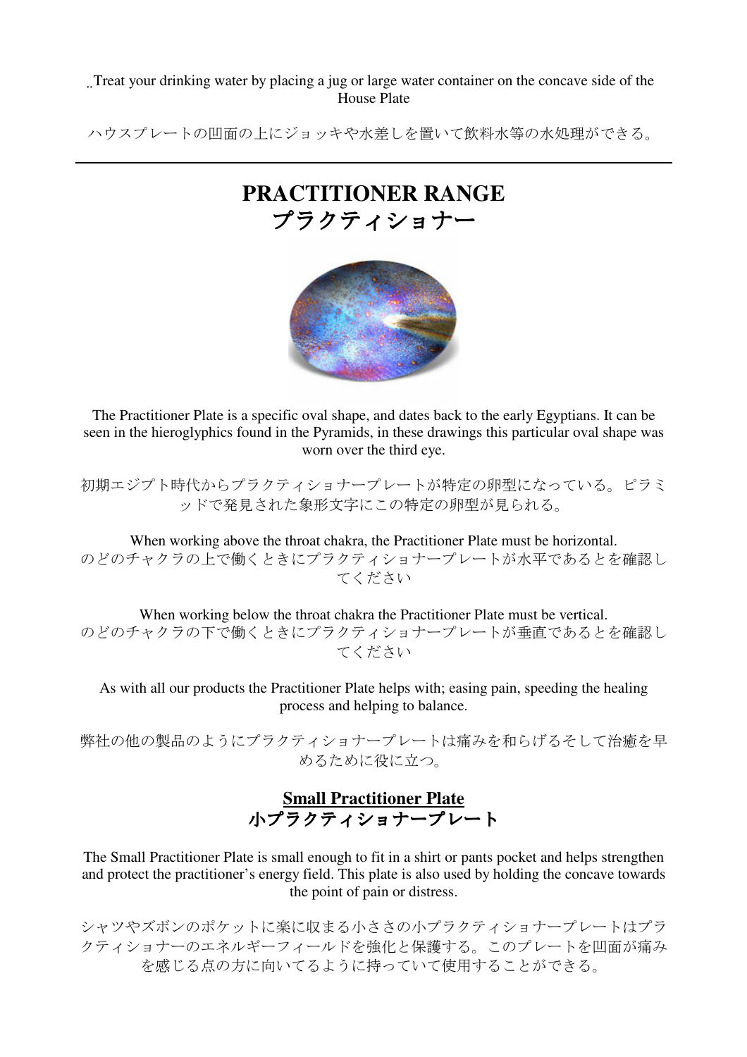..Treat your drinking water by placing a jug or large water container on the concave side of the House Plate

ハウスプレートの凹面の上にジョッキや水差しを置いて飲料水等の水処理ができる。

---

# PRACTITIONER RANGE
# プラクティショナー

The Practitioner Plate is a specific oval shape, and dates back to the early Egyptians. It can be seen in the hieroglyphics found in the Pyramids, in these drawings this particular oval shape was worn over the third eye.

初期エジプト時代からプラクティショナープレートが特定の卵型になっている。ピラミッドで発見された象形文字にこの特定の卵型が見られる。

When working above the throat chakra, the Practitioner Plate must be horizontal.
のどのチャクラの上で働くときにプラクティショナープレートが水平であるとを確認してください

When working below the throat chakra the Practitioner Plate must be vertical.
のどのチャクラの下で働くときにプラクティショナープレートが垂直であるとを確認してください

As with all our products the Practitioner Plate helps with; easing pain, speeding the healing process and helping to balance.

弊社の他の製品のようにプラクティショナープレートは痛みを和らげるそして治癒を早めるために役に立つ。

## Small Practitioner Plate
## 小プラクティショナープレート

The Small Practitioner Plate is small enough to fit in a shirt or pants pocket and helps strengthen and protect the practitioner's energy field. This plate is also used by holding the concave towards the point of pain or distress.

シャツやズボンのポケットに楽に収まる小ささの小プラクティショナープレートはプラクティショナーのエネルギーフィールドを強化と保護する。このプレートを凹面が痛みを感じる点の方に向いてるように持っていて使用することができる。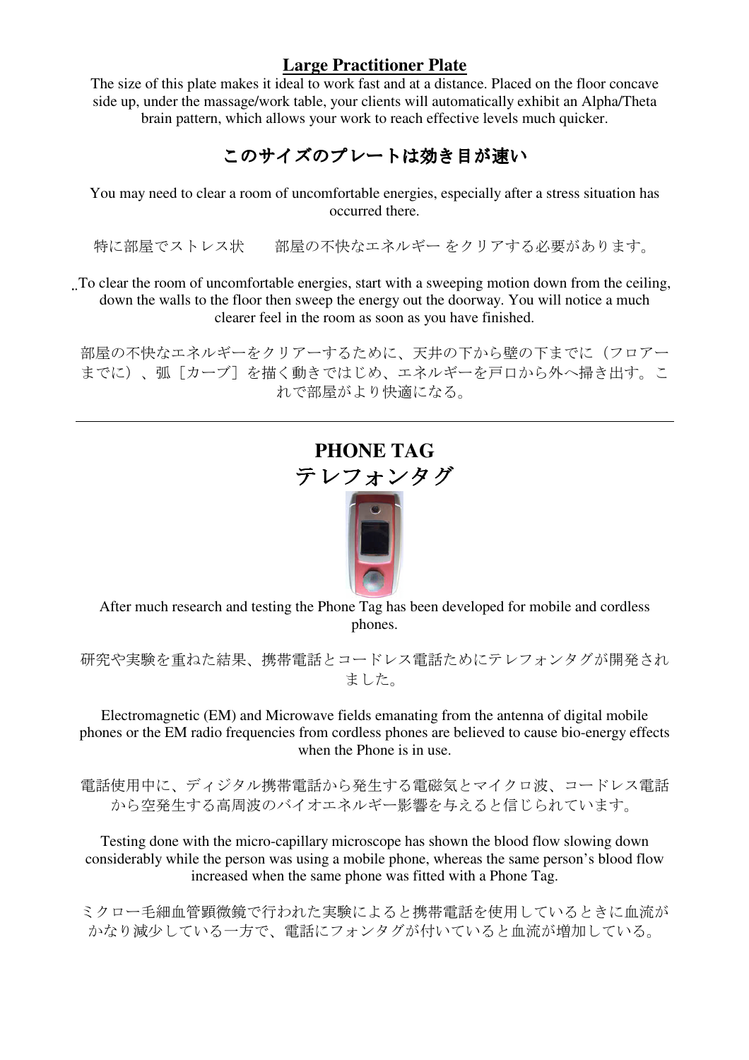**Large Practitioner Plate**

The size of this plate makes it ideal to work fast and at a distance. Placed on the floor concave side up, under the massage/work table, your clients will automatically exhibit an Alpha/Theta brain pattern, which allows your work to reach effective levels much quicker.

**このサイズのプレートは効き目が速い**

You may need to clear a room of uncomfortable energies, especially after a stress situation has occurred there.

特に部屋でストレス状　　部屋の不快なエネルギー をクリアする必要があります。

..To clear the room of uncomfortable energies, start with a sweeping motion down from the ceiling, down the walls to the floor then sweep the energy out the doorway. You will notice a much clearer feel in the room as soon as you have finished.

部屋の不快なエネルギーをクリアーするために、天井の下から壁の下までに（フロアーまでに）、弧［カーブ］を描く動きではじめ、エネルギーを戸口から外へ掃き出す。これで部屋がより快適になる。

---

## PHONE TAG
## テレフォンタグ

After much research and testing the Phone Tag has been developed for mobile and cordless phones.

研究や実験を重ねた結果、携帯電話とコードレス電話ためにテレフォンタグが開発されました。

Electromagnetic (EM) and Microwave fields emanating from the antenna of digital mobile phones or the EM radio frequencies from cordless phones are believed to cause bio-energy effects when the Phone is in use.

電話使用中に、ディジタル携帯電話から発生する電磁気とマイクロ波、コードレス電話から空発生する高周波のバイオエネルギー影響を与えると信じられています。

Testing done with the micro-capillary microscope has shown the blood flow slowing down considerably while the person was using a mobile phone, whereas the same person's blood flow increased when the same phone was fitted with a Phone Tag.

ミクロー毛細血管顕微鏡で行われた実験によると携帯電話を使用しているときに血流がかなり減少している一方で、電話にフォンタグが付いていると血流が増加している。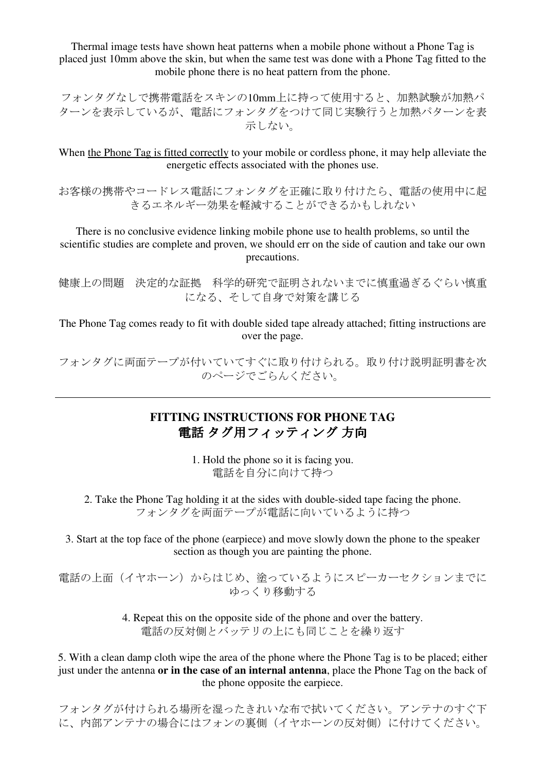Thermal image tests have shown heat patterns when a mobile phone without a Phone Tag is placed just 10mm above the skin, but when the same test was done with a Phone Tag fitted to the mobile phone there is no heat pattern from the phone.

フォンタグなしで携帯電話をスキンの10mm上に持って使用すると、加熱試験が加熱パターンを表示しているが、電話にフォンタグをつけて同じ実験行うと加熱パターンを表示しない。

When <u>the Phone Tag is fitted correctly</u> to your mobile or cordless phone, it may help alleviate the energetic effects associated with the phones use.

お客様の携帯やコードレス電話にフォンタグを正確に取り付けたら、電話の使用中に起きるエネルギー効果を軽減することができるかもしれない

There is no conclusive evidence linking mobile phone use to health problems, so until the scientific studies are complete and proven, we should err on the side of caution and take our own precautions.

健康上の問題　決定的な証拠　科学的研究で証明されないまでに慎重過ぎるぐらい慎重になる、そして自身で対策を講じる

The Phone Tag comes ready to fit with double sided tape already attached; fitting instructions are over the page.

フォンタグに両面テープが付いていてすぐに取り付けられる。取り付け説明証明書を次のページでごらんください。

---

## FITTING INSTRUCTIONS FOR PHONE TAG
## 電話 タグ用フィッティング 方向

1. Hold the phone so it is facing you.
電話を自分に向けて持つ

2. Take the Phone Tag holding it at the sides with double-sided tape facing the phone.
フォンタグを両面テープが電話に向いているように持つ

3. Start at the top face of the phone (earpiece) and move slowly down the phone to the speaker section as though you are painting the phone.

電話の上面（イヤホーン）からはじめ、塗っているようにスピーカーセクションまでにゆっくり移動する

4. Repeat this on the opposite side of the phone and over the battery.
電話の反対側とバッテリの上にも同じことを繰り返す

5. With a clean damp cloth wipe the area of the phone where the Phone Tag is to be placed; either just under the antenna **or in the case of an internal antenna**, place the Phone Tag on the back of the phone opposite the earpiece.

フォンタグが付けられる場所を湿ったきれいな布で拭いてください。アンテナのすぐ下に、内部アンテナの場合にはフォンの裏側（イヤホーンの反対側）に付けてください。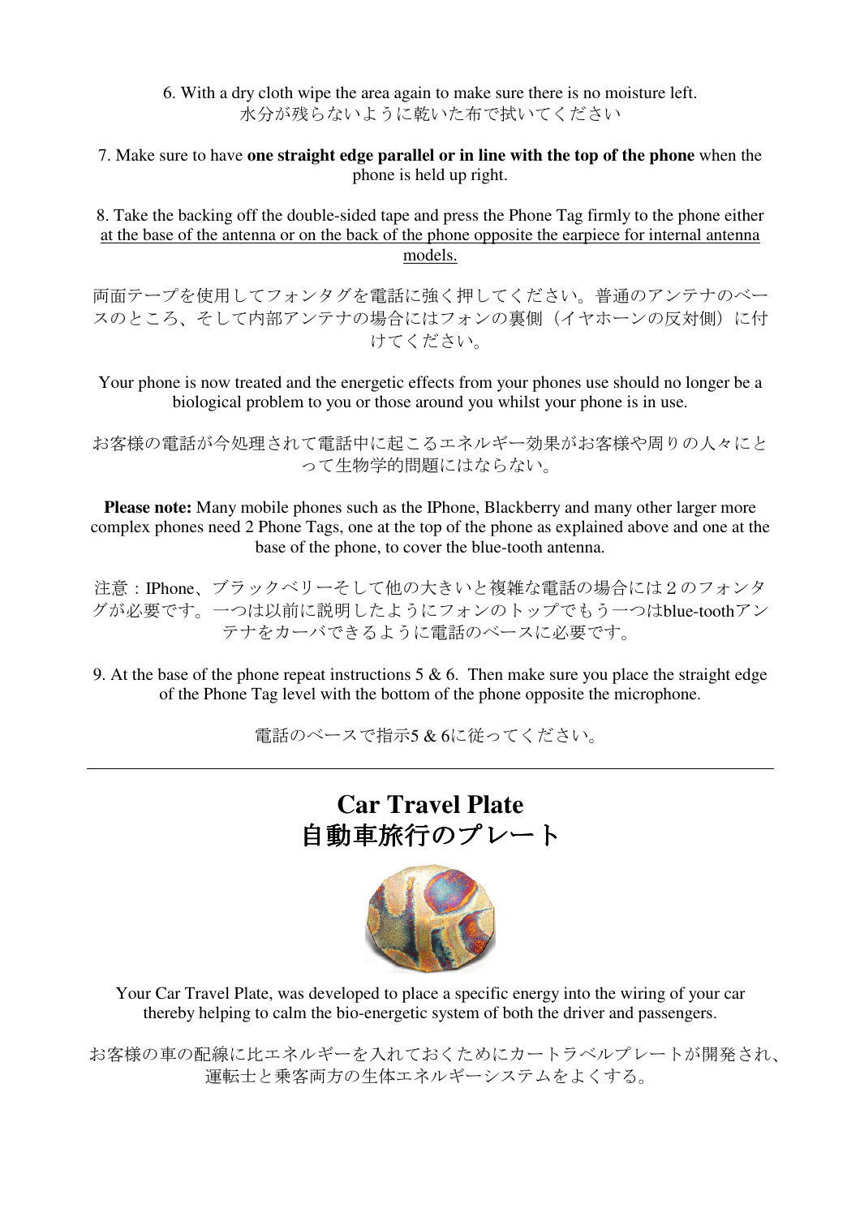6. With a dry cloth wipe the area again to make sure there is no moisture left.
水分が残らないように乾いた布で拭いてください

7. Make sure to have **one straight edge parallel or in line with the top of the phone** when the phone is held up right.

8. Take the backing off the double-sided tape and press the Phone Tag firmly to the phone either <u>at the base of the antenna or on the back of the phone opposite the earpiece for internal antenna models.</u>

両面テープを使用してフォンタグを電話に強く押してください。普通のアンテナのベースのところ、そして内部アンテナの場合にはフォンの裏側（イヤホーンの反対側）に付けてください。

Your phone is now treated and the energetic effects from your phones use should no longer be a biological problem to you or those around you whilst your phone is in use.

お客様の電話が今処理されて電話中に起こるエネルギー効果がお客様や周りの人々にとって生物学的問題にはならない。

**Please note:** Many mobile phones such as the IPhone, Blackberry and many other larger more complex phones need 2 Phone Tags, one at the top of the phone as explained above and one at the base of the phone, to cover the blue-tooth antenna.

注意：IPhone、ブラックベリーそして他の大きいと複雑な電話の場合には２のフォンタグが必要です。一つは以前に説明したようにフォンのトップでもう一つはblue-toothアンテナをカーバできるように電話のベースに必要です。

9. At the base of the phone repeat instructions 5 & 6. Then make sure you place the straight edge of the Phone Tag level with the bottom of the phone opposite the microphone.

電話のベースで指示5 & 6に従ってください。

---

# Car Travel Plate
# 自動車旅行のプレート

Your Car Travel Plate, was developed to place a specific energy into the wiring of your car thereby helping to calm the bio-energetic system of both the driver and passengers.

お客様の車の配線に比エネルギーを入れておくためにカートラベルプレートが開発され、運転士と乗客両方の生体エネルギーシステムをよくする。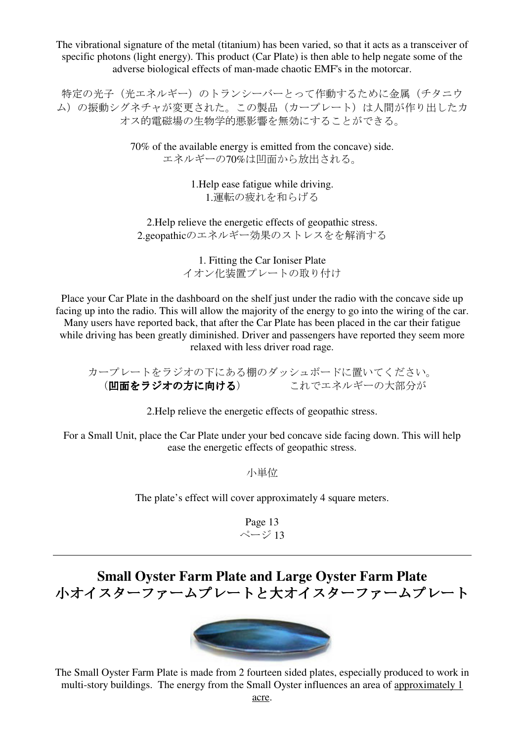The vibrational signature of the metal (titanium) has been varied, so that it acts as a transceiver of specific photons (light energy). This product (Car Plate) is then able to help negate some of the adverse biological effects of man-made chaotic EMF's in the motorcar.

特定の光子（光エネルギー）のトランシーバーとって作動するために金属（チタニウム）の振動シグネチャが変更された。この製品（カープレート）は人間が作り出したカオス的電磁場の生物学的悪影響を無効にすることができる。

70% of the available energy is emitted from the concave) side.
エネルギーの70%は凹面から放出される。

1.Help ease fatigue while driving.
1.運転の疲れを和らげる

2.Help relieve the energetic effects of geopathic stress.
2.geopathicのエネルギー効果のストレスをを解消する

1. Fitting the Car Ioniser Plate
イオン化装置プレートの取り付け

Place your Car Plate in the dashboard on the shelf just under the radio with the concave side up facing up into the radio. This will allow the majority of the energy to go into the wiring of the car. Many users have reported back, that after the Car Plate has been placed in the car their fatigue while driving has been greatly diminished. Driver and passengers have reported they seem more relaxed with less driver road rage.

カープレートをラジオの下にある棚のダッシュボードに置いてください。
（**凹面をラジオの方に向ける**）　　　　これでエネルギーの大部分が

2.Help relieve the energetic effects of geopathic stress.

For a Small Unit, place the Car Plate under your bed concave side facing down. This will help ease the energetic effects of geopathic stress.

小単位

The plate's effect will cover approximately 4 square meters.

## Small Oyster Farm Plate and Large Oyster Farm Plate
## 小オイスターファームプレートと大オイスターファームプレート

The Small Oyster Farm Plate is made from 2 fourteen sided plates, especially produced to work in multi-story buildings. The energy from the Small Oyster influences an area of approximately 1 acre.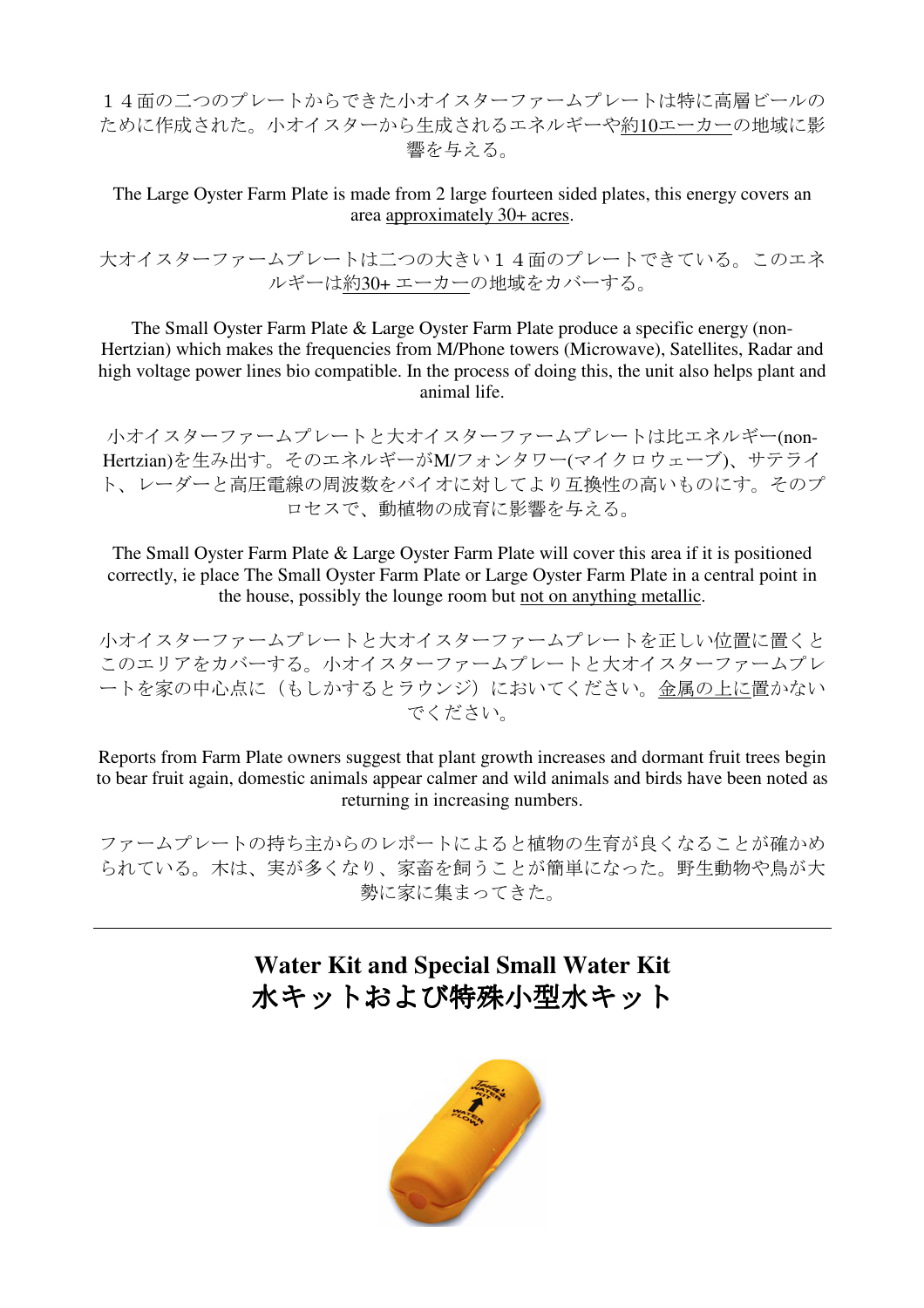１４面の二つのプレートからできた小オイスターファームプレートは特に高層ビールのために作成された。小オイスターから生成されるエネルギーや約10エーカーの地域に影響を与える。

The Large Oyster Farm Plate is made from 2 large fourteen sided plates, this energy covers an area approximately 30+ acres.

大オイスターファームプレートは二つの大きい１４面のプレートできている。このエネルギーは約30+ エーカーの地域をカバーする。

The Small Oyster Farm Plate & Large Oyster Farm Plate produce a specific energy (non-Hertzian) which makes the frequencies from M/Phone towers (Microwave), Satellites, Radar and high voltage power lines bio compatible. In the process of doing this, the unit also helps plant and animal life.

小オイスターファームプレートと大オイスターファームプレートは比エネルギー(non-Hertzian)を生み出す。そのエネルギーがM/フォンタワー(マイクロウェーブ)、サテライト、レーダーと高圧電線の周波数をバイオに対してより互換性の高いものにす。そのプロセスで、動植物の成育に影響を与える。

The Small Oyster Farm Plate & Large Oyster Farm Plate will cover this area if it is positioned correctly, ie place The Small Oyster Farm Plate or Large Oyster Farm Plate in a central point in the house, possibly the lounge room but not on anything metallic.

小オイスターファームプレートと大オイスターファームプレートを正しい位置に置くとこのエリアをカバーする。小オイスターファームプレートと大オイスターファームプレートを家の中心点に（もしかするとラウンジ）においてください。金属の上に置かないでください。

Reports from Farm Plate owners suggest that plant growth increases and dormant fruit trees begin to bear fruit again, domestic animals appear calmer and wild animals and birds have been noted as returning in increasing numbers.

ファームプレートの持ち主からのレポートによると植物の生育が良くなることが確かめられている。木は、実が多くなり、家畜を飼うことが簡単になった。野生動物や鳥が大勢に家に集まってきた。

---

## Water Kit and Special Small Water Kit
## 水キットおよび特殊小型水キット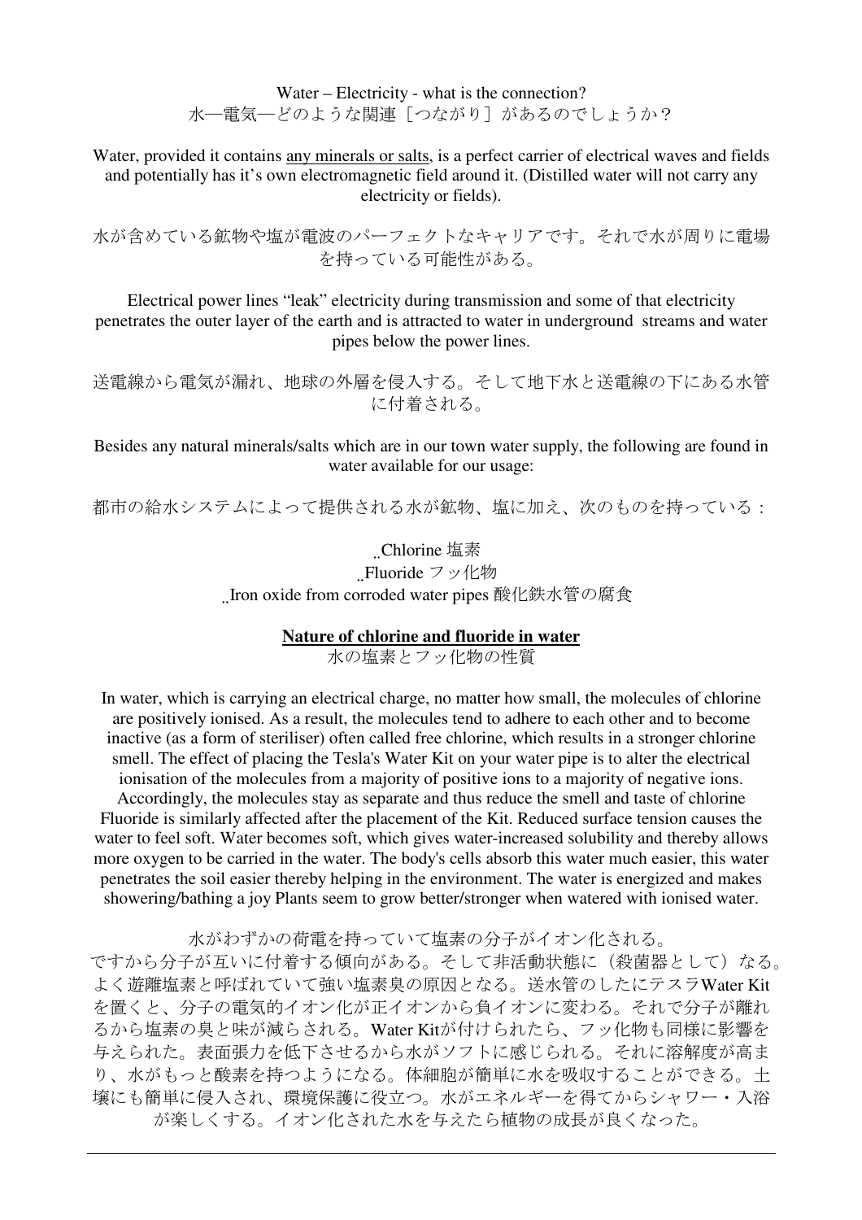Water – Electricity - what is the connection?
水―電気―どのような関連［つながり］があるのでしょうか？

Water, provided it contains any minerals or salts, is a perfect carrier of electrical waves and fields and potentially has it's own electromagnetic field around it. (Distilled water will not carry any electricity or fields).

水が含めている鉱物や塩が電波のパーフェクトなキャリアです。それで水が周りに電場を持っている可能性がある。

Electrical power lines "leak" electricity during transmission and some of that electricity penetrates the outer layer of the earth and is attracted to water in underground streams and water pipes below the power lines.

送電線から電気が漏れ、地球の外層を侵入する。そして地下水と送電線の下にある水管に付着される。

Besides any natural minerals/salts which are in our town water supply, the following are found in water available for our usage:

都市の給水システムによって提供される水が鉱物、塩に加え、次のものを持っている：

- Chlorine 塩素
- Fluoride フッ化物
- Iron oxide from corroded water pipes 酸化鉄水管の腐食

**Nature of chlorine and fluoride in water**
水の塩素とフッ化物の性質

In water, which is carrying an electrical charge, no matter how small, the molecules of chlorine are positively ionised. As a result, the molecules tend to adhere to each other and to become inactive (as a form of steriliser) often called free chlorine, which results in a stronger chlorine smell. The effect of placing the Tesla's Water Kit on your water pipe is to alter the electrical ionisation of the molecules from a majority of positive ions to a majority of negative ions. Accordingly, the molecules stay as separate and thus reduce the smell and taste of chlorine Fluoride is similarly affected after the placement of the Kit. Reduced surface tension causes the water to feel soft. Water becomes soft, which gives water-increased solubility and thereby allows more oxygen to be carried in the water. The body's cells absorb this water much easier, this water penetrates the soil easier thereby helping in the environment. The water is energized and makes showering/bathing a joy Plants seem to grow better/stronger when watered with ionised water.

水がわずかの荷電を持っていて塩素の分子がイオン化される。
ですから分子が互いに付着する傾向がある。そして非活動状態に（殺菌器として）なる。よく遊離塩素と呼ばれていて強い塩素臭の原因となる。送水管のしたにテスラWater Kitを置くと、分子の電気的イオン化が正イオンから負イオンに変わる。それで分子が離れるから塩素の臭と味が減らされる。Water Kitが付けられたら、フッ化物も同様に影響を与えられた。表面張力を低下させるから水がソフトに感じられる。それに溶解度が高まり、水がもっと酸素を持つようになる。体細胞が簡単に水を吸収することができる。土壌にも簡単に侵入され、環境保護に役立つ。水がエネルギーを得てからシャワー・入浴が楽しくする。イオン化された水を与えたら植物の成長が良くなった。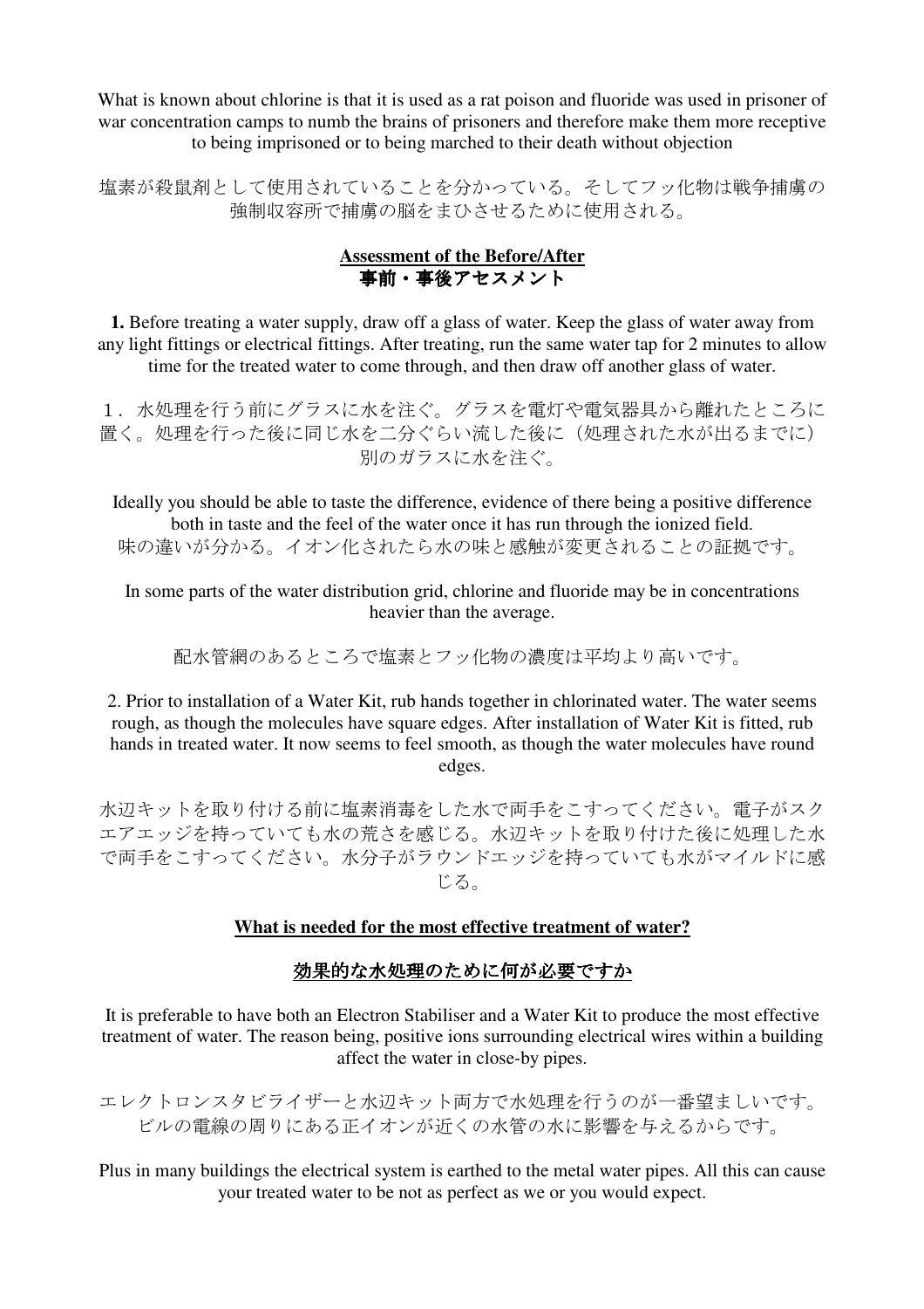What is known about chlorine is that it is used as a rat poison and fluoride was used in prisoner of war concentration camps to numb the brains of prisoners and therefore make them more receptive to being imprisoned or to being marched to their death without objection

塩素が殺鼠剤として使用されていることを分かっている。そしてフッ化物は戦争捕虜の強制収容所で捕虜の脳をまひさせるために使用される。

## Assessment of the Before/After
## 事前・事後アセスメント

**1.** Before treating a water supply, draw off a glass of water. Keep the glass of water away from any light fittings or electrical fittings. After treating, run the same water tap for 2 minutes to allow time for the treated water to come through, and then draw off another glass of water.

１．水処理を行う前にグラスに水を注ぐ。グラスを電灯や電気器具から離れたところに置く。処理を行った後に同じ水を二分ぐらい流した後に（処理された水が出るまでに）別のガラスに水を注ぐ。

Ideally you should be able to taste the difference, evidence of there being a positive difference both in taste and the feel of the water once it has run through the ionized field.
味の違いが分かる。イオン化されたら水の味と感触が変更されることの証拠です。

In some parts of the water distribution grid, chlorine and fluoride may be in concentrations heavier than the average.

配水管網のあるところで塩素とフッ化物の濃度は平均より高いです。

2. Prior to installation of a Water Kit, rub hands together in chlorinated water. The water seems rough, as though the molecules have square edges. After installation of Water Kit is fitted, rub hands in treated water. It now seems to feel smooth, as though the water molecules have round edges.

水辺キットを取り付ける前に塩素消毒をした水で両手をこすってください。電子がスクエアエッジを持っていても水の荒さを感じる。水辺キットを取り付けた後に処理した水で両手をこすってください。水分子がラウンドエッジを持っていても水がマイルドに感じる。

## What is needed for the most effective treatment of water?

## 効果的な水処理のために何が必要ですか

It is preferable to have both an Electron Stabiliser and a Water Kit to produce the most effective treatment of water. The reason being, positive ions surrounding electrical wires within a building affect the water in close-by pipes.

エレクトロンスタビライザーと水辺キット両方で水処理を行うのが一番望ましいです。ビルの電線の周りにある正イオンが近くの水管の水に影響を与えるからです。

Plus in many buildings the electrical system is earthed to the metal water pipes. All this can cause your treated water to be not as perfect as we or you would expect.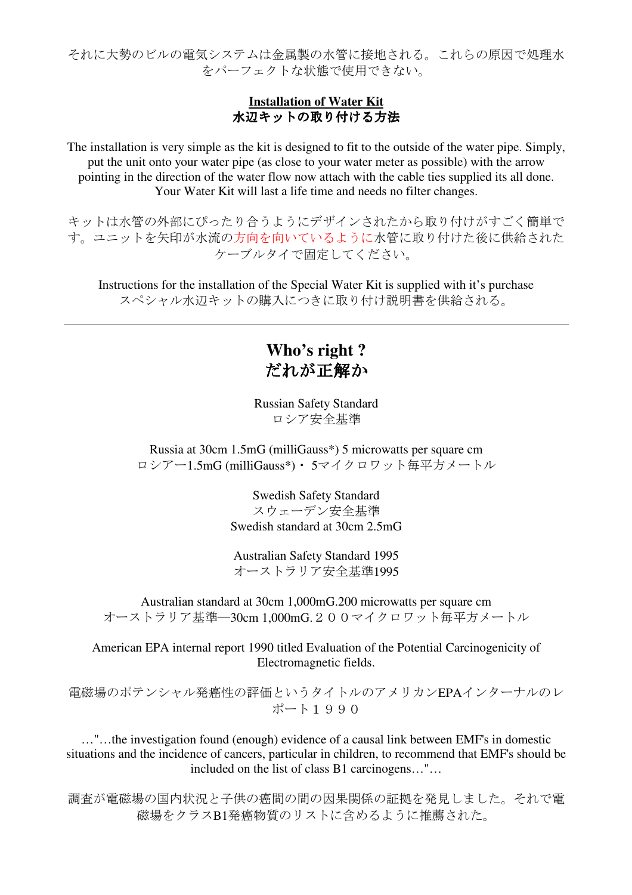それに大勢のビルの電気システムは金属製の水管に接地される。これらの原因で処理水をパーフェクトな状態で使用できない。

## Installation of Water Kit
## 水辺キットの取り付ける方法

The installation is very simple as the kit is designed to fit to the outside of the water pipe. Simply, put the unit onto your water pipe (as close to your water meter as possible) with the arrow pointing in the direction of the water flow now attach with the cable ties supplied its all done. Your Water Kit will last a life time and needs no filter changes.

キットは水管の外部にぴったり合うようにデザインされたから取り付けがすごく簡単です。ユニットを矢印が水流の方向を向いているように水管に取り付けた後に供給されたケーブルタイで固定してください。

Instructions for the installation of the Special Water Kit is supplied with it's purchase
スペシャル水辺キットの購入につきに取り付け説明書を供給される。

---

# Who's right ?
# だれが正解か

Russian Safety Standard
ロシア安全基準

Russia at 30cm 1.5mG (milliGauss*) 5 microwatts per square cm
ロシアー1.5mG (milliGauss*)・5マイクロワット毎平方メートル

Swedish Safety Standard
スウェーデン安全基準
Swedish standard at 30cm 2.5mG

Australian Safety Standard 1995
オーストラリア安全基準1995

Australian standard at 30cm 1,000mG.200 microwatts per square cm
オーストラリア基準—30cm 1,000mG.２００マイクロワット毎平方メートル

American EPA internal report 1990 titled Evaluation of the Potential Carcinogenicity of Electromagnetic fields.

電磁場のポテンシャル発癌性の評価というタイトルのアメリカンEPAインターナルのレポート１９９０

…"…the investigation found (enough) evidence of a causal link between EMF's in domestic situations and the incidence of cancers, particular in children, to recommend that EMF's should be included on the list of class B1 carcinogens…"…

調査が電磁場の国内状況と子供の癌間の間の因果関係の証拠を発見しました。それで電磁場をクラスB1発癌物質のリストに含めるように推薦された。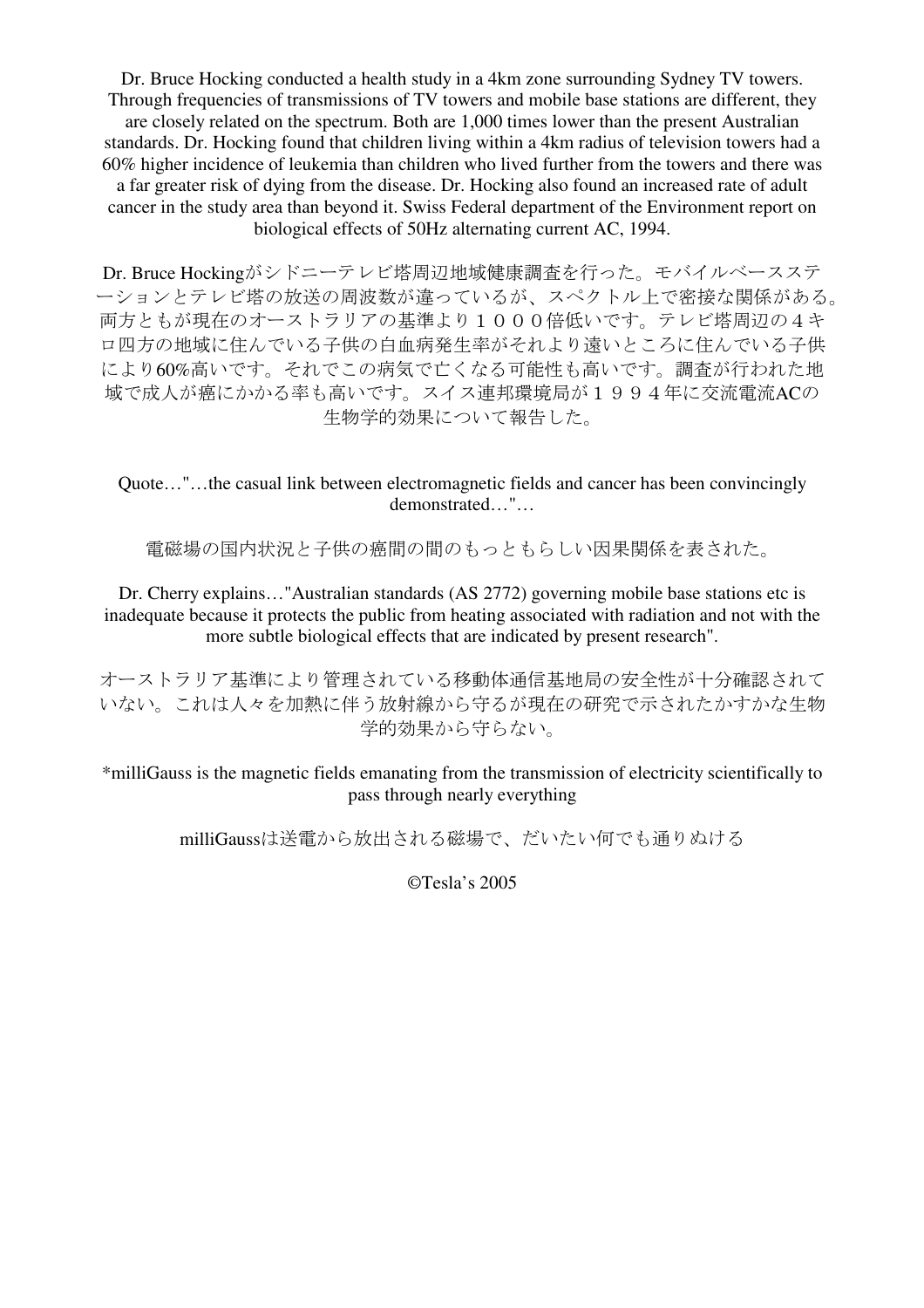Dr. Bruce Hocking conducted a health study in a 4km zone surrounding Sydney TV towers. Through frequencies of transmissions of TV towers and mobile base stations are different, they are closely related on the spectrum. Both are 1,000 times lower than the present Australian standards. Dr. Hocking found that children living within a 4km radius of television towers had a 60% higher incidence of leukemia than children who lived further from the towers and there was a far greater risk of dying from the disease. Dr. Hocking also found an increased rate of adult cancer in the study area than beyond it. Swiss Federal department of the Environment report on biological effects of 50Hz alternating current AC, 1994.

Dr. Bruce Hockingがシドニーテレビ塔周辺地域健康調査を行った。モバイルベースステーションとテレビ塔の放送の周波数が違っているが、スペクトル上で密接な関係がある。両方ともが現在のオーストラリアの基準より１０００倍低いです。テレビ塔周辺の４キロ四方の地域に住んでいる子供の白血病発生率がそれより遠いところに住んでいる子供により60%高いです。それでこの病気で亡くなる可能性も高いです。調査が行われた地域で成人が癌にかかる率も高いです。スイス連邦環境局が１９９４年に交流電流ACの生物学的効果について報告した。

Quote…"…the casual link between electromagnetic fields and cancer has been convincingly demonstrated…"…

電磁場の国内状況と子供の癌間の間のもっともらしい因果関係を表された。

Dr. Cherry explains…"Australian standards (AS 2772) governing mobile base stations etc is inadequate because it protects the public from heating associated with radiation and not with the more subtle biological effects that are indicated by present research".

オーストラリア基準により管理されている移動体通信基地局の安全性が十分確認されていない。これは人々を加熱に伴う放射線から守るが現在の研究で示されたかすかな生物学的効果から守らない。

*milliGauss is the magnetic fields emanating from the transmission of electricity scientifically to pass through nearly everything

milliGaussは送電から放出される磁場で、だいたい何でも通りぬける

©Tesla's 2005